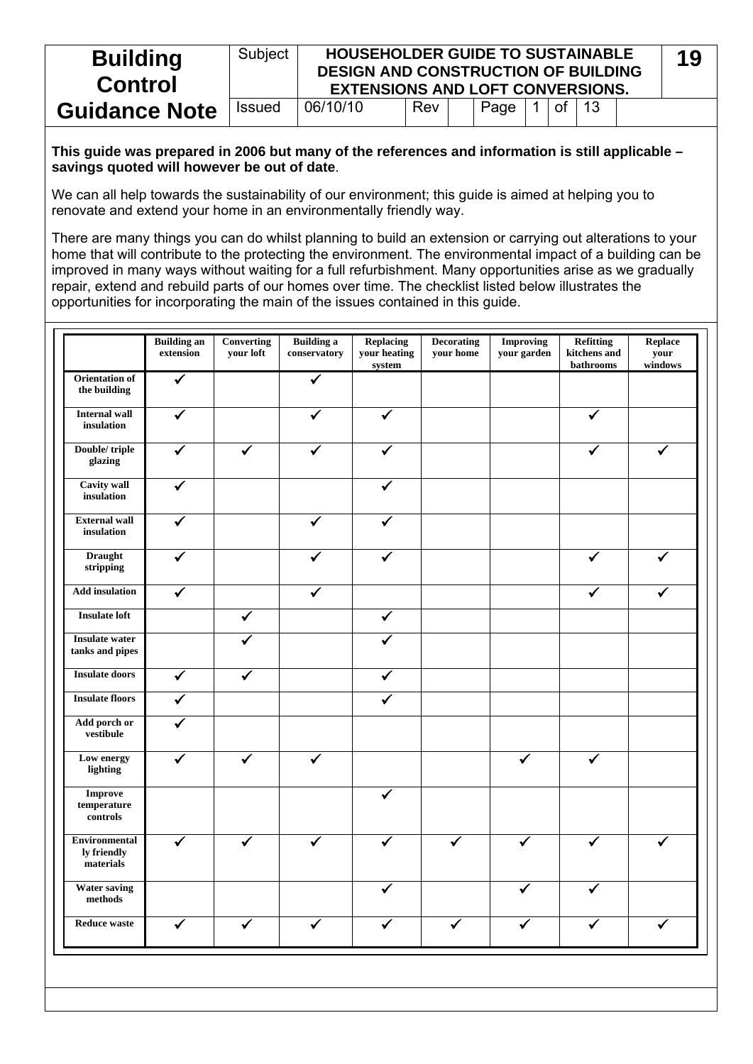# Building Control Guidance Note 19

**Subject:** HOUSEHOLDER GUIDE TO SUSTAINABLE DESIGN AND CONSTRUCTION OF BUILDING EXTENSIONS AND LOFT CONVERSIONS.

**Issued:** 06/10/10

**This guide was prepared in 2006 but many of the references and information is still applicable – savings quoted will however be out of date**.

We can all help towards the sustainability of our environment; this guide is aimed at helping you to renovate and extend your home in an environmentally friendly way.

There are many things you can do whilst planning to build an extension or carrying out alterations to your home that will contribute to the protecting the environment. The environmental impact of a building can be improved in many ways without waiting for a full refurbishment. Many opportunities arise as we gradually repair, extend and rebuild parts of our homes over time. The checklist listed below illustrates the opportunities for incorporating the main of the issues contained in this guide.

| | Building an extension | Converting your loft | Building a conservatory | Replacing your heating system | Decorating your home | Improving your garden | Refitting kitchens and bathrooms | Replace your windows |
|---|---|---|---|---|---|---|---|---|
| Orientation of the building | ✓ | | ✓ | | | | | |
| Internal wall insulation | ✓ | | ✓ | ✓ | | | ✓ | |
| Double/ triple glazing | ✓ | ✓ | ✓ | ✓ | | | ✓ | ✓ |
| Cavity wall insulation | ✓ | | | ✓ | | | | |
| External wall insulation | ✓ | | ✓ | ✓ | | | | |
| Draught stripping | ✓ | | ✓ | ✓ | | | ✓ | ✓ |
| Add insulation | ✓ | | ✓ | | | | ✓ | ✓ |
| Insulate loft | | ✓ | | ✓ | | | | |
| Insulate water tanks and pipes | | ✓ | | ✓ | | | | |
| Insulate doors | ✓ | ✓ | | ✓ | | | | |
| Insulate floors | ✓ | | | ✓ | | | | |
| Add porch or vestibule | ✓ | | | | | | | |
| Low energy lighting | ✓ | ✓ | ✓ | | | ✓ | ✓ | |
| Improve temperature controls | | | | ✓ | | | | |
| Environmentally friendly materials | ✓ | ✓ | ✓ | ✓ | ✓ | ✓ | ✓ | ✓ |
| Water saving methods | | | | ✓ | | ✓ | ✓ | |
| Reduce waste | ✓ | ✓ | ✓ | ✓ | ✓ | ✓ | ✓ | ✓ |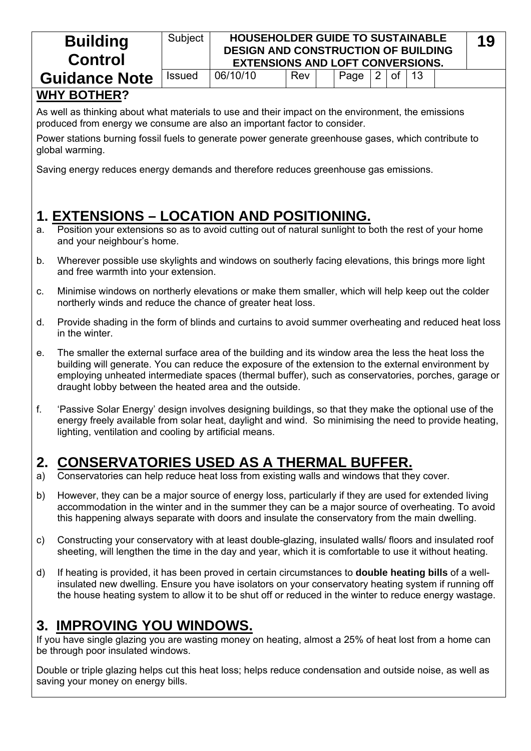## WHY BOTHER?

As well as thinking about what materials to use and their impact on the environment, the emissions produced from energy we consume are also an important factor to consider.

Power stations burning fossil fuels to generate power generate greenhouse gases, which contribute to global warming.

Saving energy reduces energy demands and therefore reduces greenhouse gas emissions.

# 1. EXTENSIONS – LOCATION AND POSITIONING.

a. Position your extensions so as to avoid cutting out of natural sunlight to both the rest of your home and your neighbour's home.

b. Wherever possible use skylights and windows on southerly facing elevations, this brings more light and free warmth into your extension.

c. Minimise windows on northerly elevations or make them smaller, which will help keep out the colder northerly winds and reduce the chance of greater heat loss.

d. Provide shading in the form of blinds and curtains to avoid summer overheating and reduced heat loss in the winter.

e. The smaller the external surface area of the building and its window area the less the heat loss the building will generate. You can reduce the exposure of the extension to the external environment by employing unheated intermediate spaces (thermal buffer), such as conservatories, porches, garage or draught lobby between the heated area and the outside.

f. 'Passive Solar Energy' design involves designing buildings, so that they make the optional use of the energy freely available from solar heat, daylight and wind. So minimising the need to provide heating, lighting, ventilation and cooling by artificial means.

# 2. CONSERVATORIES USED AS A THERMAL BUFFER.

a) Conservatories can help reduce heat loss from existing walls and windows that they cover.

b) However, they can be a major source of energy loss, particularly if they are used for extended living accommodation in the winter and in the summer they can be a major source of overheating. To avoid this happening always separate with doors and insulate the conservatory from the main dwelling.

c) Constructing your conservatory with at least double-glazing, insulated walls/ floors and insulated roof sheeting, will lengthen the time in the day and year, which it is comfortable to use it without heating.

d) If heating is provided, it has been proved in certain circumstances to **double heating bills** of a well-insulated new dwelling. Ensure you have isolators on your conservatory heating system if running off the house heating system to allow it to be shut off or reduced in the winter to reduce energy wastage.

# 3. IMPROVING YOU WINDOWS.

If you have single glazing you are wasting money on heating, almost a 25% of heat lost from a home can be through poor insulated windows.

Double or triple glazing helps cut this heat loss; helps reduce condensation and outside noise, as well as saving your money on energy bills.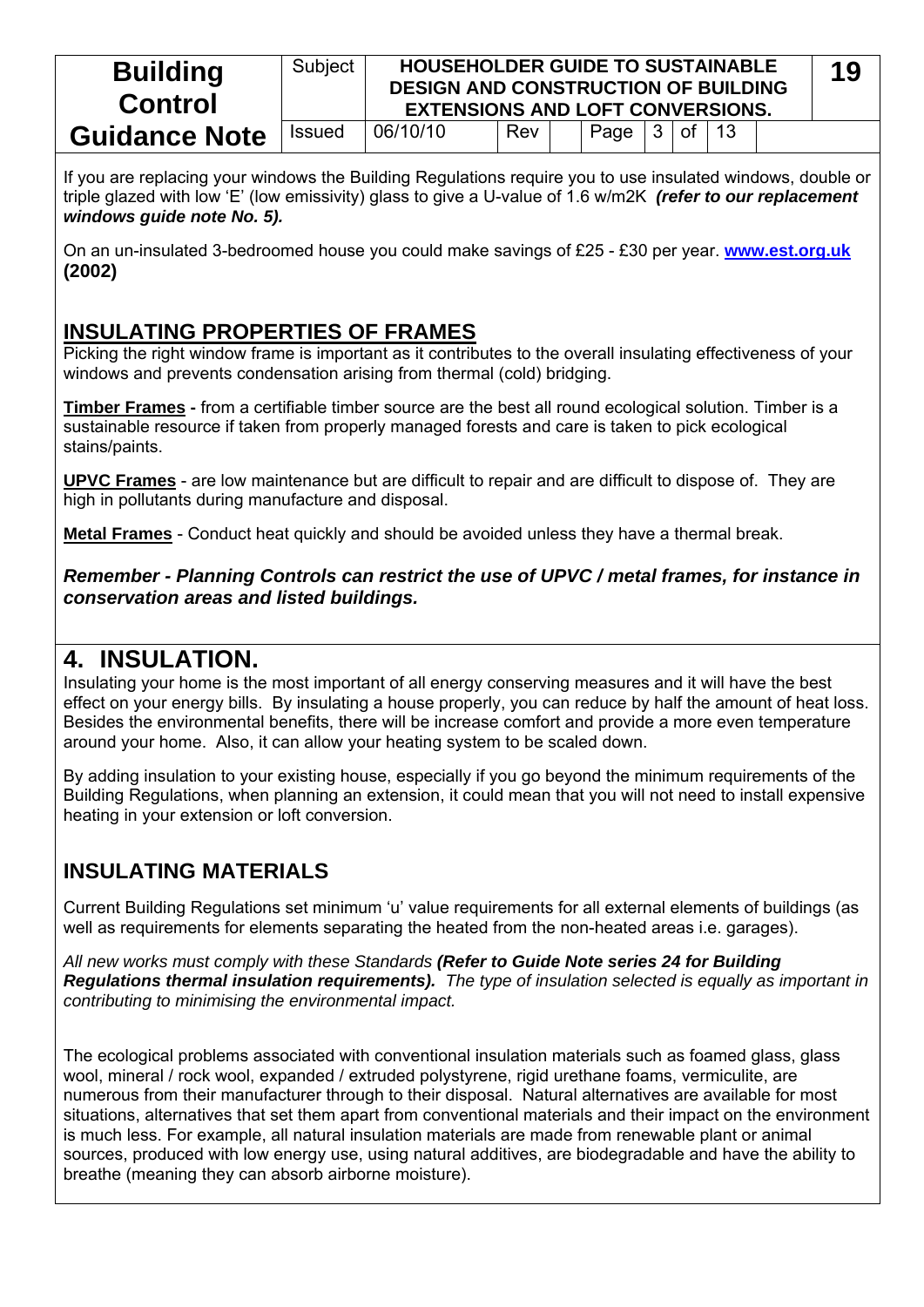If you are replacing your windows the Building Regulations require you to use insulated windows, double or triple glazed with low 'E' (low emissivity) glass to give a U-value of 1.6 w/m2K ***(refer to our replacement windows guide note No. 5).***

On an un-insulated 3-bedroomed house you could make savings of £25 - £30 per year. **www.est.org.uk (2002)**

## INSULATING PROPERTIES OF FRAMES

Picking the right window frame is important as it contributes to the overall insulating effectiveness of your windows and prevents condensation arising from thermal (cold) bridging.

**Timber Frames -** from a certifiable timber source are the best all round ecological solution. Timber is a sustainable resource if taken from properly managed forests and care is taken to pick ecological stains/paints.

**UPVC Frames** - are low maintenance but are difficult to repair and are difficult to dispose of. They are high in pollutants during manufacture and disposal.

**Metal Frames** - Conduct heat quickly and should be avoided unless they have a thermal break.

***Remember - Planning Controls can restrict the use of UPVC / metal frames, for instance in conservation areas and listed buildings.***

# 4. INSULATION.

Insulating your home is the most important of all energy conserving measures and it will have the best effect on your energy bills. By insulating a house properly, you can reduce by half the amount of heat loss. Besides the environmental benefits, there will be increase comfort and provide a more even temperature around your home. Also, it can allow your heating system to be scaled down.

By adding insulation to your existing house, especially if you go beyond the minimum requirements of the Building Regulations, when planning an extension, it could mean that you will not need to install expensive heating in your extension or loft conversion.

## INSULATING MATERIALS

Current Building Regulations set minimum 'u' value requirements for all external elements of buildings (as well as requirements for elements separating the heated from the non-heated areas i.e. garages).

*All new works must comply with these Standards* ***(Refer to Guide Note series 24 for Building Regulations thermal insulation requirements).*** *The type of insulation selected is equally as important in contributing to minimising the environmental impact.*

The ecological problems associated with conventional insulation materials such as foamed glass, glass wool, mineral / rock wool, expanded / extruded polystyrene, rigid urethane foams, vermiculite, are numerous from their manufacturer through to their disposal. Natural alternatives are available for most situations, alternatives that set them apart from conventional materials and their impact on the environment is much less. For example, all natural insulation materials are made from renewable plant or animal sources, produced with low energy use, using natural additives, are biodegradable and have the ability to breathe (meaning they can absorb airborne moisture).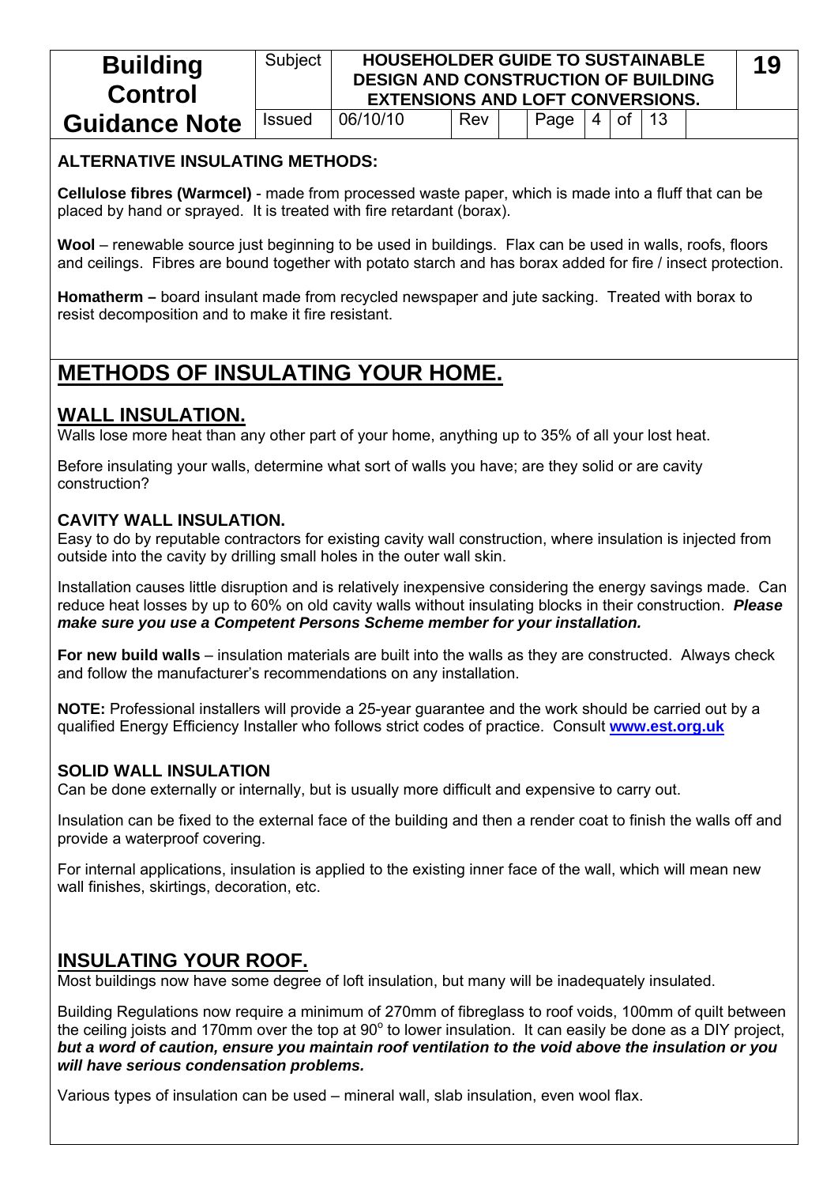**ALTERNATIVE INSULATING METHODS:**

**Cellulose fibres (Warmcel)** - made from processed waste paper, which is made into a fluff that can be placed by hand or sprayed. It is treated with fire retardant (borax).

**Wool** – renewable source just beginning to be used in buildings. Flax can be used in walls, roofs, floors and ceilings. Fibres are bound together with potato starch and has borax added for fire / insect protection.

**Homatherm –** board insulant made from recycled newspaper and jute sacking. Treated with borax to resist decomposition and to make it fire resistant.

# METHODS OF INSULATING YOUR HOME.

## WALL INSULATION.

Walls lose more heat than any other part of your home, anything up to 35% of all your lost heat.

Before insulating your walls, determine what sort of walls you have; are they solid or are cavity construction?

### CAVITY WALL INSULATION.

Easy to do by reputable contractors for existing cavity wall construction, where insulation is injected from outside into the cavity by drilling small holes in the outer wall skin.

Installation causes little disruption and is relatively inexpensive considering the energy savings made. Can reduce heat losses by up to 60% on old cavity walls without insulating blocks in their construction. ***Please make sure you use a Competent Persons Scheme member for your installation.***

**For new build walls** – insulation materials are built into the walls as they are constructed. Always check and follow the manufacturer's recommendations on any installation.

**NOTE:** Professional installers will provide a 25-year guarantee and the work should be carried out by a qualified Energy Efficiency Installer who follows strict codes of practice. Consult **www.est.org.uk**

### SOLID WALL INSULATION

Can be done externally or internally, but is usually more difficult and expensive to carry out.

Insulation can be fixed to the external face of the building and then a render coat to finish the walls off and provide a waterproof covering.

For internal applications, insulation is applied to the existing inner face of the wall, which will mean new wall finishes, skirtings, decoration, etc.

## INSULATING YOUR ROOF.

Most buildings now have some degree of loft insulation, but many will be inadequately insulated.

Building Regulations now require a minimum of 270mm of fibreglass to roof voids, 100mm of quilt between the ceiling joists and 170mm over the top at 90° to lower insulation. It can easily be done as a DIY project, ***but a word of caution, ensure you maintain roof ventilation to the void above the insulation or you will have serious condensation problems.***

Various types of insulation can be used – mineral wall, slab insulation, even wool flax.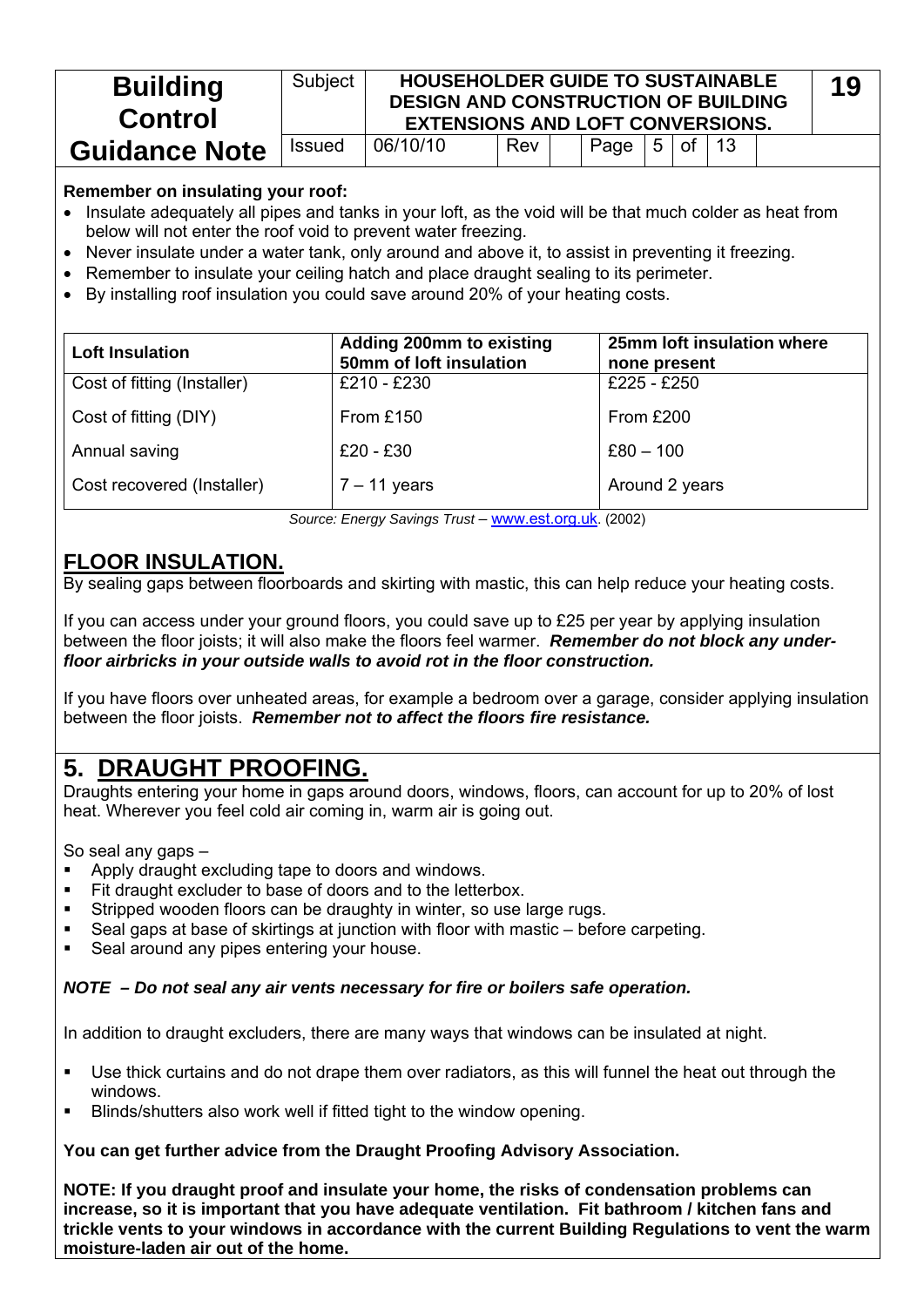**Remember on insulating your roof:**

- Insulate adequately all pipes and tanks in your loft, as the void will be that much colder as heat from below will not enter the roof void to prevent water freezing.
- Never insulate under a water tank, only around and above it, to assist in preventing it freezing.
- Remember to insulate your ceiling hatch and place draught sealing to its perimeter.
- By installing roof insulation you could save around 20% of your heating costs.

| **Loft Insulation** | **Adding 200mm to existing 50mm of loft insulation** | **25mm loft insulation where none present** |
|---|---|---|
| Cost of fitting (Installer) | £210 - £230 | £225 - £250 |
| Cost of fitting (DIY) | From £150 | From £200 |
| Annual saving | £20 - £30 | £80 – 100 |
| Cost recovered (Installer) | 7 – 11 years | Around 2 years |

*Source: Energy Savings Trust –* www.est.org.uk. (2002)

## FLOOR INSULATION.

By sealing gaps between floorboards and skirting with mastic, this can help reduce your heating costs.

If you can access under your ground floors, you could save up to £25 per year by applying insulation between the floor joists; it will also make the floors feel warmer. ***Remember do not block any under-floor airbricks in your outside walls to avoid rot in the floor construction.***

If you have floors over unheated areas, for example a bedroom over a garage, consider applying insulation between the floor joists. ***Remember not to affect the floors fire resistance.***

## 5. DRAUGHT PROOFING.

Draughts entering your home in gaps around doors, windows, floors, can account for up to 20% of lost heat. Wherever you feel cold air coming in, warm air is going out.

So seal any gaps –

- Apply draught excluding tape to doors and windows.
- Fit draught excluder to base of doors and to the letterbox.
- Stripped wooden floors can be draughty in winter, so use large rugs.
- Seal gaps at base of skirtings at junction with floor with mastic – before carpeting.
- Seal around any pipes entering your house.

***NOTE – Do not seal any air vents necessary for fire or boilers safe operation.***

In addition to draught excluders, there are many ways that windows can be insulated at night.

- Use thick curtains and do not drape them over radiators, as this will funnel the heat out through the windows.
- Blinds/shutters also work well if fitted tight to the window opening.

**You can get further advice from the Draught Proofing Advisory Association.**

**NOTE: If you draught proof and insulate your home, the risks of condensation problems can increase, so it is important that you have adequate ventilation. Fit bathroom / kitchen fans and trickle vents to your windows in accordance with the current Building Regulations to vent the warm moisture-laden air out of the home.**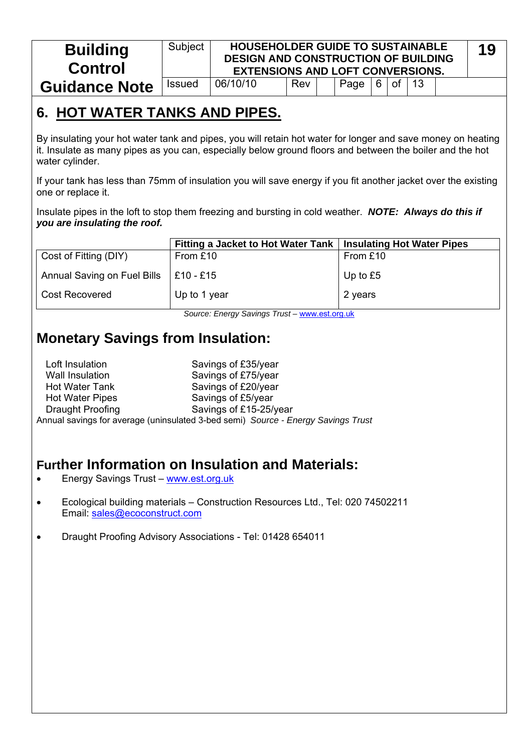## 6. HOT WATER TANKS AND PIPES.

By insulating your hot water tank and pipes, you will retain hot water for longer and save money on heating it. Insulate as many pipes as you can, especially below ground floors and between the boiler and the hot water cylinder.

If your tank has less than 75mm of insulation you will save energy if you fit another jacket over the existing one or replace it.

Insulate pipes in the loft to stop them freezing and bursting in cold weather. ***NOTE: Always do this if you are insulating the roof.***

| | **Fitting a Jacket to Hot Water Tank** | **Insulating Hot Water Pipes** |
|---|---|---|
| Cost of Fitting (DIY) | From £10 | From £10 |
| Annual Saving on Fuel Bills | £10 - £15 | Up to £5 |
| Cost Recovered | Up to 1 year | 2 years |

*Source: Energy Savings Trust –* www.est.org.uk

## Monetary Savings from Insulation:

| | |
|---|---|
| Loft Insulation | Savings of £35/year |
| Wall Insulation | Savings of £75/year |
| Hot Water Tank | Savings of £20/year |
| Hot Water Pipes | Savings of £5/year |
| Draught Proofing | Savings of £15-25/year |

Annual savings for average (uninsulated 3-bed semi) *Source - Energy Savings Trust*

## Further Information on Insulation and Materials:

- Energy Savings Trust – www.est.org.uk
- Ecological building materials – Construction Resources Ltd., Tel: 020 74502211
  Email: sales@ecoconstruct.com
- Draught Proofing Advisory Associations - Tel: 01428 654011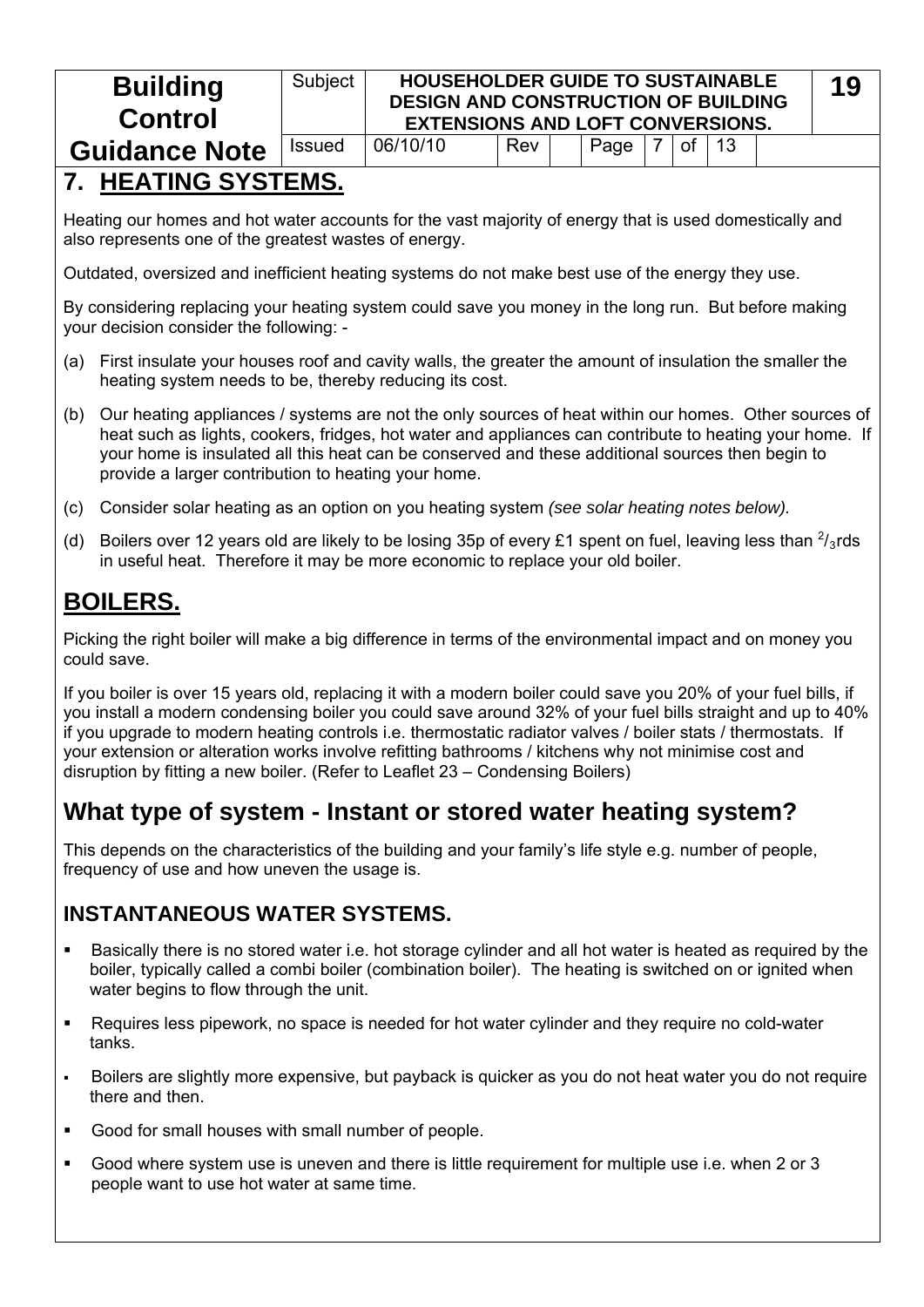## 7. HEATING SYSTEMS.

Heating our homes and hot water accounts for the vast majority of energy that is used domestically and also represents one of the greatest wastes of energy.

Outdated, oversized and inefficient heating systems do not make best use of the energy they use.

By considering replacing your heating system could save you money in the long run. But before making your decision consider the following: -

(a) First insulate your houses roof and cavity walls, the greater the amount of insulation the smaller the heating system needs to be, thereby reducing its cost.

(b) Our heating appliances / systems are not the only sources of heat within our homes. Other sources of heat such as lights, cookers, fridges, hot water and appliances can contribute to heating your home. If your home is insulated all this heat can be conserved and these additional sources then begin to provide a larger contribution to heating your home.

(c) Consider solar heating as an option on you heating system *(see solar heating notes below).*

(d) Boilers over 12 years old are likely to be losing 35p of every £1 spent on fuel, leaving less than $^2/_3$rds in useful heat. Therefore it may be more economic to replace your old boiler.

## BOILERS.

Picking the right boiler will make a big difference in terms of the environmental impact and on money you could save.

If you boiler is over 15 years old, replacing it with a modern boiler could save you 20% of your fuel bills, if you install a modern condensing boiler you could save around 32% of your fuel bills straight and up to 40% if you upgrade to modern heating controls i.e. thermostatic radiator valves / boiler stats / thermostats. If your extension or alteration works involve refitting bathrooms / kitchens why not minimise cost and disruption by fitting a new boiler. (Refer to Leaflet 23 – Condensing Boilers)

## What type of system - Instant or stored water heating system?

This depends on the characteristics of the building and your family's life style e.g. number of people, frequency of use and how uneven the usage is.

### INSTANTANEOUS WATER SYSTEMS.

- Basically there is no stored water i.e. hot storage cylinder and all hot water is heated as required by the boiler, typically called a combi boiler (combination boiler). The heating is switched on or ignited when water begins to flow through the unit.
- Requires less pipework, no space is needed for hot water cylinder and they require no cold-water tanks.
- Boilers are slightly more expensive, but payback is quicker as you do not heat water you do not require there and then.
- Good for small houses with small number of people.
- Good where system use is uneven and there is little requirement for multiple use i.e. when 2 or 3 people want to use hot water at same time.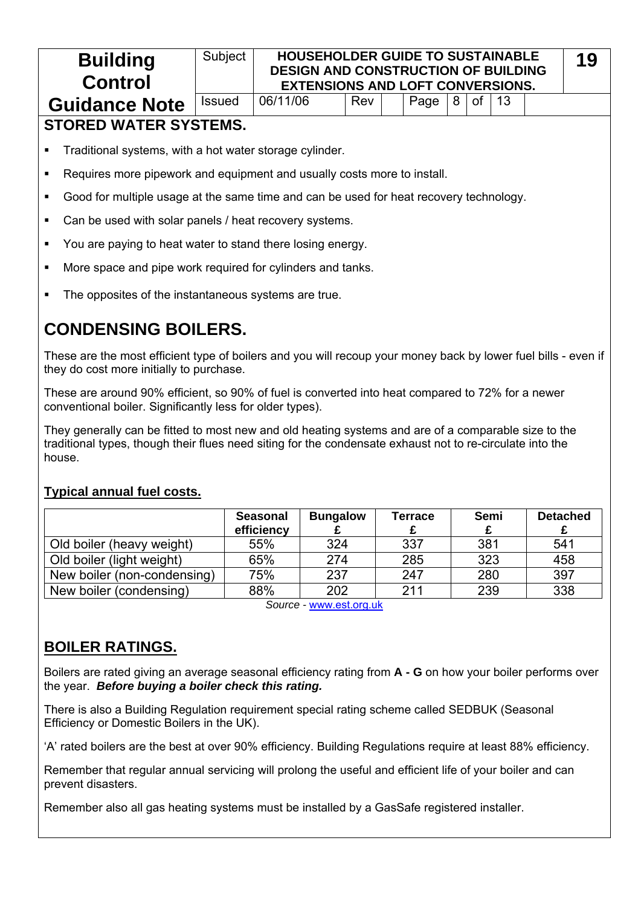## STORED WATER SYSTEMS.

- Traditional systems, with a hot water storage cylinder.
- Requires more pipework and equipment and usually costs more to install.
- Good for multiple usage at the same time and can be used for heat recovery technology.
- Can be used with solar panels / heat recovery systems.
- You are paying to heat water to stand there losing energy.
- More space and pipe work required for cylinders and tanks.
- The opposites of the instantaneous systems are true.

# CONDENSING BOILERS.

These are the most efficient type of boilers and you will recoup your money back by lower fuel bills - even if they do cost more initially to purchase.

These are around 90% efficient, so 90% of fuel is converted into heat compared to 72% for a newer conventional boiler. Significantly less for older types).

They generally can be fitted to most new and old heating systems and are of a comparable size to the traditional types, though their flues need siting for the condensate exhaust not to re-circulate into the house.

**Typical annual fuel costs.**

| | Seasonal efficiency | Bungalow £ | Terrace £ | Semi £ | Detached £ |
|---|---|---|---|---|---|
| Old boiler (heavy weight) | 55% | 324 | 337 | 381 | 541 |
| Old boiler (light weight) | 65% | 274 | 285 | 323 | 458 |
| New boiler (non-condensing) | 75% | 237 | 247 | 280 | 397 |
| New boiler (condensing) | 88% | 202 | 211 | 239 | 338 |

*Source* - www.est.org.uk

## BOILER RATINGS.

Boilers are rated giving an average seasonal efficiency rating from **A - G** on how your boiler performs over the year. ***Before buying a boiler check this rating.***

There is also a Building Regulation requirement special rating scheme called SEDBUK (Seasonal Efficiency or Domestic Boilers in the UK).

'A' rated boilers are the best at over 90% efficiency. Building Regulations require at least 88% efficiency.

Remember that regular annual servicing will prolong the useful and efficient life of your boiler and can prevent disasters.

Remember also all gas heating systems must be installed by a GasSafe registered installer.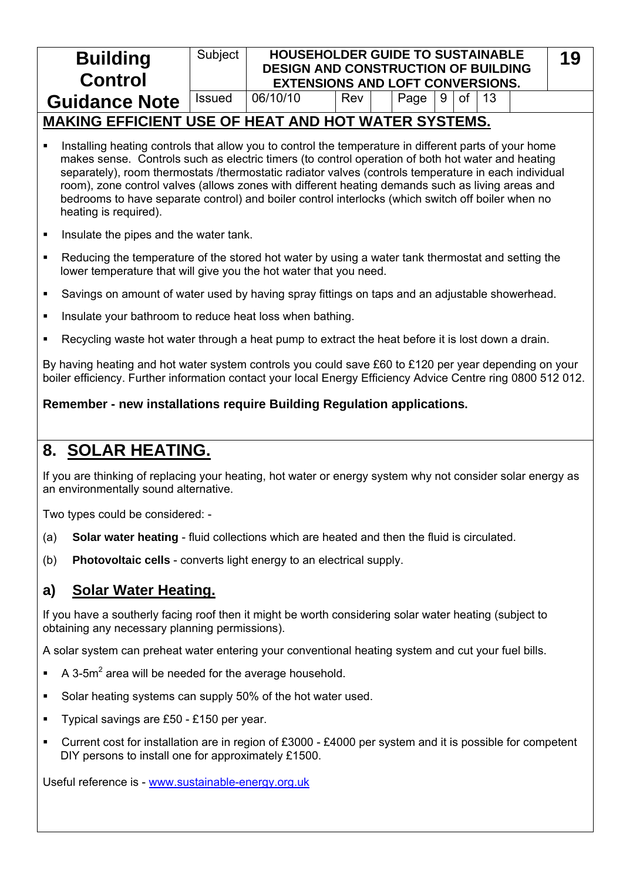## MAKING EFFICIENT USE OF HEAT AND HOT WATER SYSTEMS.

- Installing heating controls that allow you to control the temperature in different parts of your home makes sense. Controls such as electric timers (to control operation of both hot water and heating separately), room thermostats /thermostatic radiator valves (controls temperature in each individual room), zone control valves (allows zones with different heating demands such as living areas and bedrooms to have separate control) and boiler control interlocks (which switch off boiler when no heating is required).
- Insulate the pipes and the water tank.
- Reducing the temperature of the stored hot water by using a water tank thermostat and setting the lower temperature that will give you the hot water that you need.
- Savings on amount of water used by having spray fittings on taps and an adjustable showerhead.
- Insulate your bathroom to reduce heat loss when bathing.
- Recycling waste hot water through a heat pump to extract the heat before it is lost down a drain.

By having heating and hot water system controls you could save £60 to £120 per year depending on your boiler efficiency. Further information contact your local Energy Efficiency Advice Centre ring 0800 512 012.

**Remember - new installations require Building Regulation applications.**

# 8. SOLAR HEATING.

If you are thinking of replacing your heating, hot water or energy system why not consider solar energy as an environmentally sound alternative.

Two types could be considered: -

(a) **Solar water heating** - fluid collections which are heated and then the fluid is circulated.

(b) **Photovoltaic cells** - converts light energy to an electrical supply.

## a) Solar Water Heating.

If you have a southerly facing roof then it might be worth considering solar water heating (subject to obtaining any necessary planning permissions).

A solar system can preheat water entering your conventional heating system and cut your fuel bills.

- A 3-5m$^2$ area will be needed for the average household.
- Solar heating systems can supply 50% of the hot water used.
- Typical savings are £50 - £150 per year.
- Current cost for installation are in region of £3000 - £4000 per system and it is possible for competent DIY persons to install one for approximately £1500.

Useful reference is - www.sustainable-energy.org.uk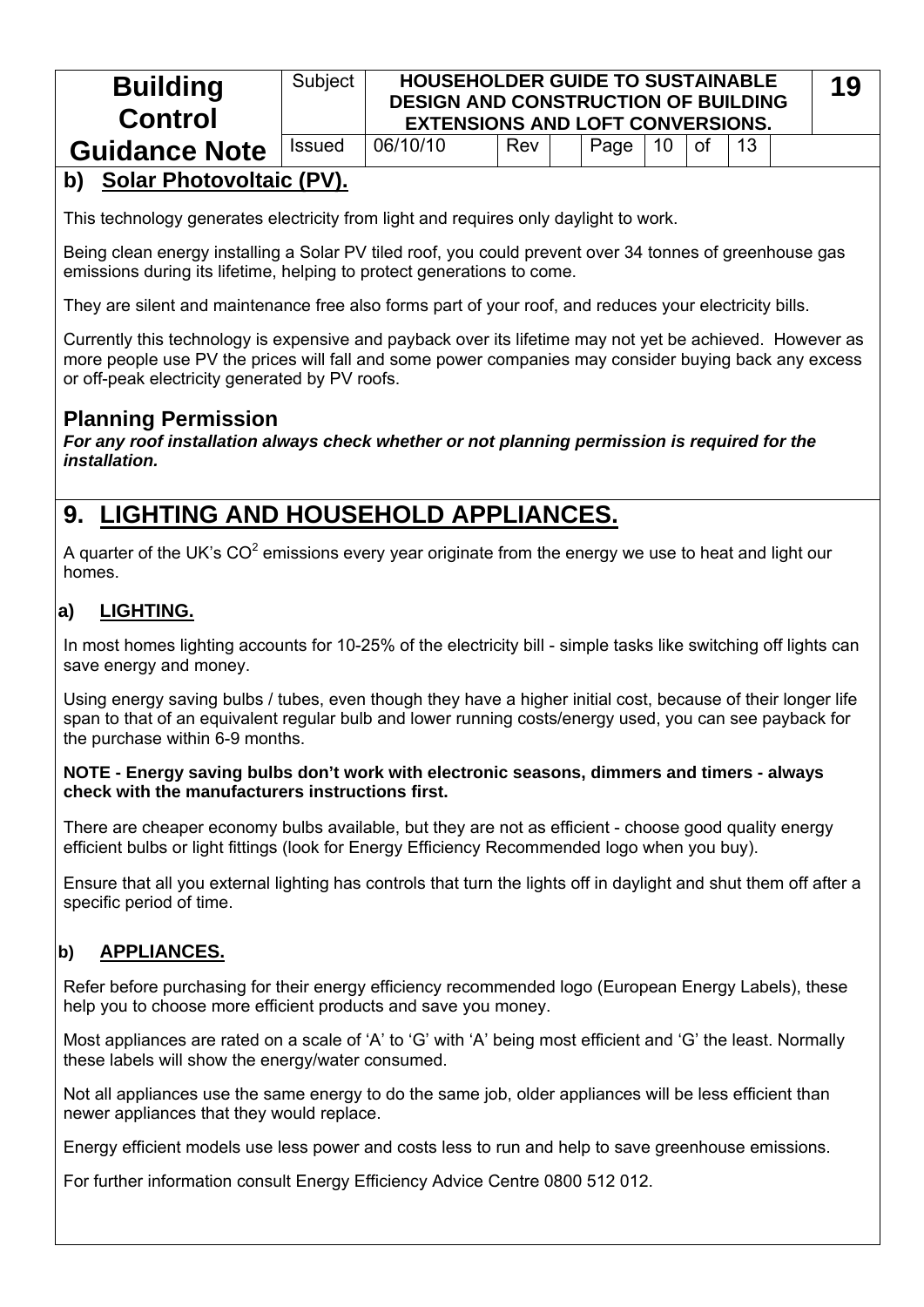## b) Solar Photovoltaic (PV).

This technology generates electricity from light and requires only daylight to work.

Being clean energy installing a Solar PV tiled roof, you could prevent over 34 tonnes of greenhouse gas emissions during its lifetime, helping to protect generations to come.

They are silent and maintenance free also forms part of your roof, and reduces your electricity bills.

Currently this technology is expensive and payback over its lifetime may not yet be achieved. However as more people use PV the prices will fall and some power companies may consider buying back any excess or off-peak electricity generated by PV roofs.

### Planning Permission

***For any roof installation always check whether or not planning permission is required for the installation.***

# 9. LIGHTING AND HOUSEHOLD APPLIANCES.

A quarter of the UK's $CO^2$ emissions every year originate from the energy we use to heat and light our homes.

## a) LIGHTING.

In most homes lighting accounts for 10-25% of the electricity bill - simple tasks like switching off lights can save energy and money.

Using energy saving bulbs / tubes, even though they have a higher initial cost, because of their longer life span to that of an equivalent regular bulb and lower running costs/energy used, you can see payback for the purchase within 6-9 months.

**NOTE - Energy saving bulbs don't work with electronic seasons, dimmers and timers - always check with the manufacturers instructions first.**

There are cheaper economy bulbs available, but they are not as efficient - choose good quality energy efficient bulbs or light fittings (look for Energy Efficiency Recommended logo when you buy).

Ensure that all you external lighting has controls that turn the lights off in daylight and shut them off after a specific period of time.

## b) APPLIANCES.

Refer before purchasing for their energy efficiency recommended logo (European Energy Labels), these help you to choose more efficient products and save you money.

Most appliances are rated on a scale of 'A' to 'G' with 'A' being most efficient and 'G' the least. Normally these labels will show the energy/water consumed.

Not all appliances use the same energy to do the same job, older appliances will be less efficient than newer appliances that they would replace.

Energy efficient models use less power and costs less to run and help to save greenhouse emissions.

For further information consult Energy Efficiency Advice Centre 0800 512 012.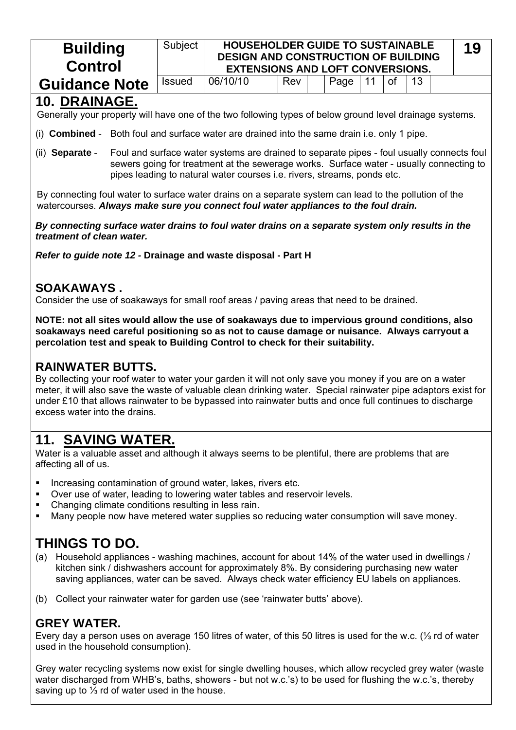## 10. DRAINAGE.

Generally your property will have one of the two following types of below ground level drainage systems.

(i) **Combined** - Both foul and surface water are drained into the same drain i.e. only 1 pipe.

(ii) **Separate** - Foul and surface water systems are drained to separate pipes - foul usually connects foul sewers going for treatment at the sewerage works. Surface water - usually connecting to pipes leading to natural water courses i.e. rivers, streams, ponds etc.

By connecting foul water to surface water drains on a separate system can lead to the pollution of the watercourses. ***Always make sure you connect foul water appliances to the foul drain.***

***By connecting surface water drains to foul water drains on a separate system only results in the treatment of clean water.***

***Refer to guide note 12 -*** **Drainage and waste disposal - Part H**

### SOAKAWAYS .

Consider the use of soakaways for small roof areas / paving areas that need to be drained.

**NOTE: not all sites would allow the use of soakaways due to impervious ground conditions, also soakaways need careful positioning so as not to cause damage or nuisance. Always carryout a percolation test and speak to Building Control to check for their suitability.**

### RAINWATER BUTTS.

By collecting your roof water to water your garden it will not only save you money if you are on a water meter, it will also save the waste of valuable clean drinking water. Special rainwater pipe adaptors exist for under £10 that allows rainwater to be bypassed into rainwater butts and once full continues to discharge excess water into the drains.

## 11. SAVING WATER.

Water is a valuable asset and although it always seems to be plentiful, there are problems that are affecting all of us.

- Increasing contamination of ground water, lakes, rivers etc.
- Over use of water, leading to lowering water tables and reservoir levels.
- Changing climate conditions resulting in less rain.
- Many people now have metered water supplies so reducing water consumption will save money.

## THINGS TO DO.

(a) Household appliances - washing machines, account for about 14% of the water used in dwellings / kitchen sink / dishwashers account for approximately 8%. By considering purchasing new water saving appliances, water can be saved. Always check water efficiency EU labels on appliances.

(b) Collect your rainwater water for garden use (see 'rainwater butts' above).

### GREY WATER.

Every day a person uses on average 150 litres of water, of this 50 litres is used for the w.c. (⅓ rd of water used in the household consumption).

Grey water recycling systems now exist for single dwelling houses, which allow recycled grey water (waste water discharged from WHB's, baths, showers - but not w.c.'s) to be used for flushing the w.c.'s, thereby saving up to ⅓ rd of water used in the house.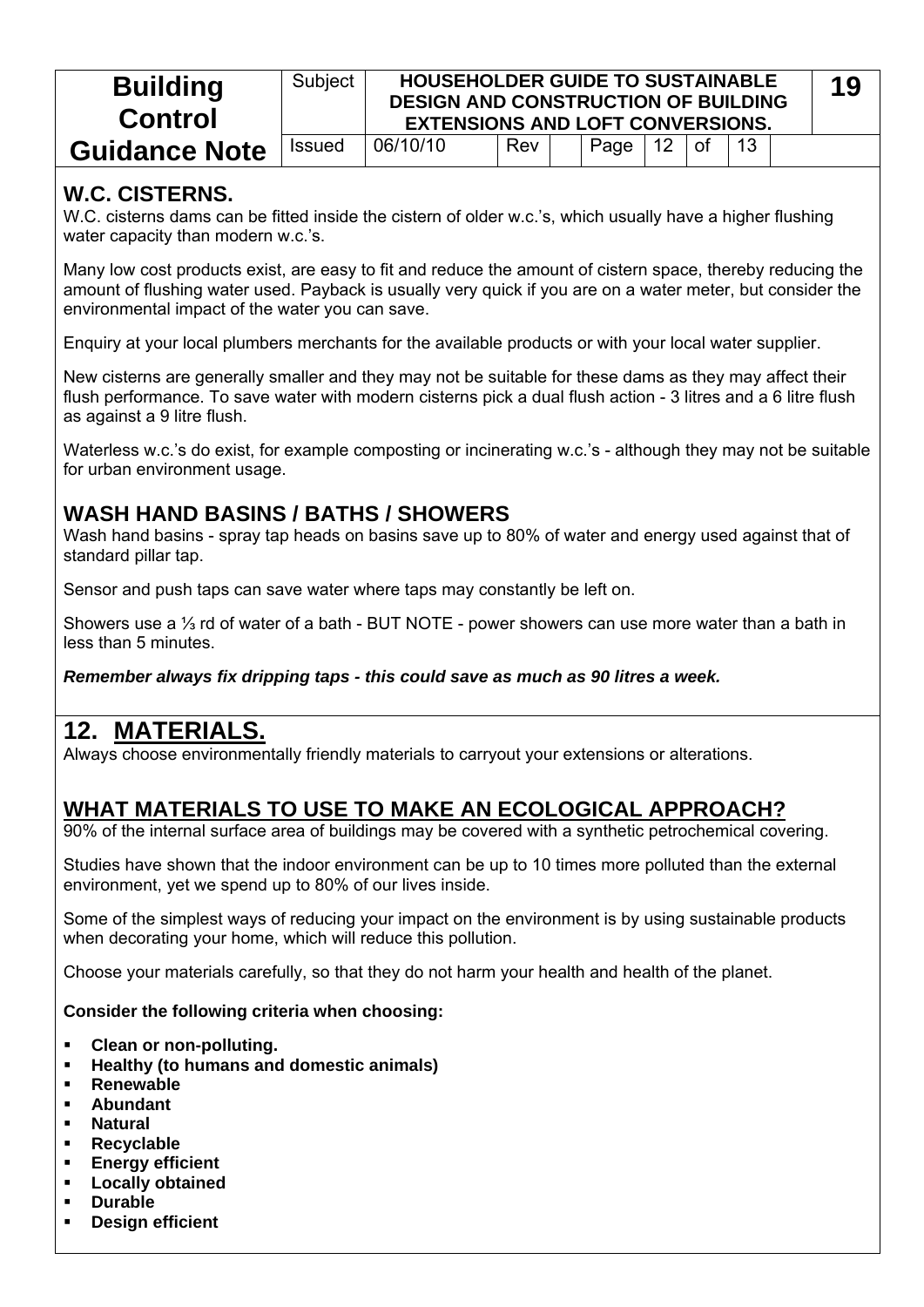## W.C. CISTERNS.

W.C. cisterns dams can be fitted inside the cistern of older w.c.'s, which usually have a higher flushing water capacity than modern w.c.'s.

Many low cost products exist, are easy to fit and reduce the amount of cistern space, thereby reducing the amount of flushing water used. Payback is usually very quick if you are on a water meter, but consider the environmental impact of the water you can save.

Enquiry at your local plumbers merchants for the available products or with your local water supplier.

New cisterns are generally smaller and they may not be suitable for these dams as they may affect their flush performance. To save water with modern cisterns pick a dual flush action - 3 litres and a 6 litre flush as against a 9 litre flush.

Waterless w.c.'s do exist, for example composting or incinerating w.c.'s - although they may not be suitable for urban environment usage.

## WASH HAND BASINS / BATHS / SHOWERS

Wash hand basins - spray tap heads on basins save up to 80% of water and energy used against that of standard pillar tap.

Sensor and push taps can save water where taps may constantly be left on.

Showers use a ⅓ rd of water of a bath - BUT NOTE - power showers can use more water than a bath in less than 5 minutes.

***Remember always fix dripping taps - this could save as much as 90 litres a week.***

# 12. MATERIALS.

Always choose environmentally friendly materials to carryout your extensions or alterations.

## WHAT MATERIALS TO USE TO MAKE AN ECOLOGICAL APPROACH?

90% of the internal surface area of buildings may be covered with a synthetic petrochemical covering.

Studies have shown that the indoor environment can be up to 10 times more polluted than the external environment, yet we spend up to 80% of our lives inside.

Some of the simplest ways of reducing your impact on the environment is by using sustainable products when decorating your home, which will reduce this pollution.

Choose your materials carefully, so that they do not harm your health and health of the planet.

**Consider the following criteria when choosing:**

- **Clean or non-polluting.**
- **Healthy (to humans and domestic animals)**
- **Renewable**
- **Abundant**
- **Natural**
- **Recyclable**
- **Energy efficient**
- **Locally obtained**
- **Durable**
- **Design efficient**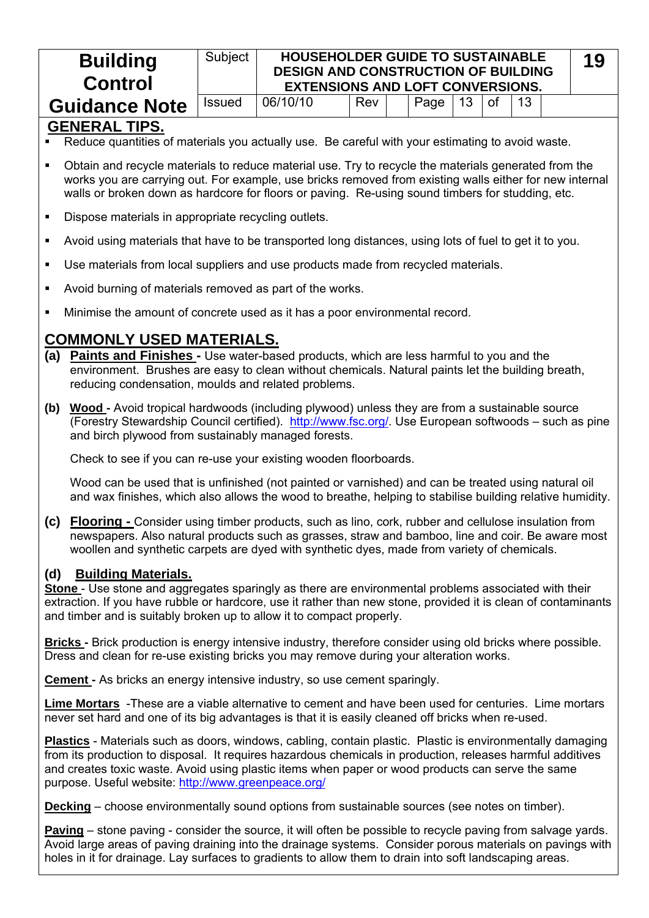## GENERAL TIPS.

- Reduce quantities of materials you actually use. Be careful with your estimating to avoid waste.
- Obtain and recycle materials to reduce material use. Try to recycle the materials generated from the works you are carrying out. For example, use bricks removed from existing walls either for new internal walls or broken down as hardcore for floors or paving. Re-using sound timbers for studding, etc.
- Dispose materials in appropriate recycling outlets.
- Avoid using materials that have to be transported long distances, using lots of fuel to get it to you.
- Use materials from local suppliers and use products made from recycled materials.
- Avoid burning of materials removed as part of the works.
- Minimise the amount of concrete used as it has a poor environmental record.

## COMMONLY USED MATERIALS.

**(a) Paints and Finishes -** Use water-based products, which are less harmful to you and the environment. Brushes are easy to clean without chemicals. Natural paints let the building breath, reducing condensation, moulds and related problems.

**(b) Wood -** Avoid tropical hardwoods (including plywood) unless they are from a sustainable source (Forestry Stewardship Council certified). http://www.fsc.org/. Use European softwoods – such as pine and birch plywood from sustainably managed forests.

Check to see if you can re-use your existing wooden floorboards.

Wood can be used that is unfinished (not painted or varnished) and can be treated using natural oil and wax finishes, which also allows the wood to breathe, helping to stabilise building relative humidity.

**(c) Flooring -** Consider using timber products, such as lino, cork, rubber and cellulose insulation from newspapers. Also natural products such as grasses, straw and bamboo, line and coir. Be aware most woollen and synthetic carpets are dyed with synthetic dyes, made from variety of chemicals.

### (d) Building Materials.

**Stone** - Use stone and aggregates sparingly as there are environmental problems associated with their extraction. If you have rubble or hardcore, use it rather than new stone, provided it is clean of contaminants and timber and is suitably broken up to allow it to compact properly.

**Bricks -** Brick production is energy intensive industry, therefore consider using old bricks where possible. Dress and clean for re-use existing bricks you may remove during your alteration works.

**Cement -** As bricks an energy intensive industry, so use cement sparingly.

**Lime Mortars** -These are a viable alternative to cement and have been used for centuries. Lime mortars never set hard and one of its big advantages is that it is easily cleaned off bricks when re-used.

**Plastics** - Materials such as doors, windows, cabling, contain plastic. Plastic is environmentally damaging from its production to disposal. It requires hazardous chemicals in production, releases harmful additives and creates toxic waste. Avoid using plastic items when paper or wood products can serve the same purpose. Useful website: http://www.greenpeace.org/

**Decking** – choose environmentally sound options from sustainable sources (see notes on timber).

**Paving** – stone paving - consider the source, it will often be possible to recycle paving from salvage yards. Avoid large areas of paving draining into the drainage systems. Consider porous materials on pavings with holes in it for drainage. Lay surfaces to gradients to allow them to drain into soft landscaping areas.